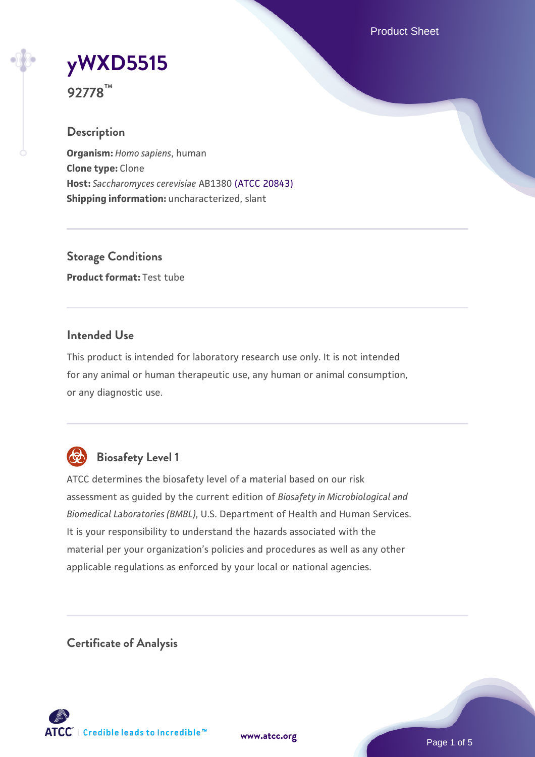# yWXD5515

**92778™**

## Description

**Organism:** *Homo sapiens*, human
**Clone type:** Clone
**Host:** *Saccharomyces cerevisiae* AB1380 (ATCC 20843)
**Shipping information:** uncharacterized, slant

## Storage Conditions

**Product format:** Test tube

## Intended Use

This product is intended for laboratory research use only. It is not intended for any animal or human therapeutic use, any human or animal consumption, or any diagnostic use.

## Biosafety Level 1

ATCC determines the biosafety level of a material based on our risk assessment as guided by the current edition of *Biosafety in Microbiological and Biomedical Laboratories (BMBL)*, U.S. Department of Health and Human Services. It is your responsibility to understand the hazards associated with the material per your organization's policies and procedures as well as any other applicable regulations as enforced by your local or national agencies.

## Certificate of Analysis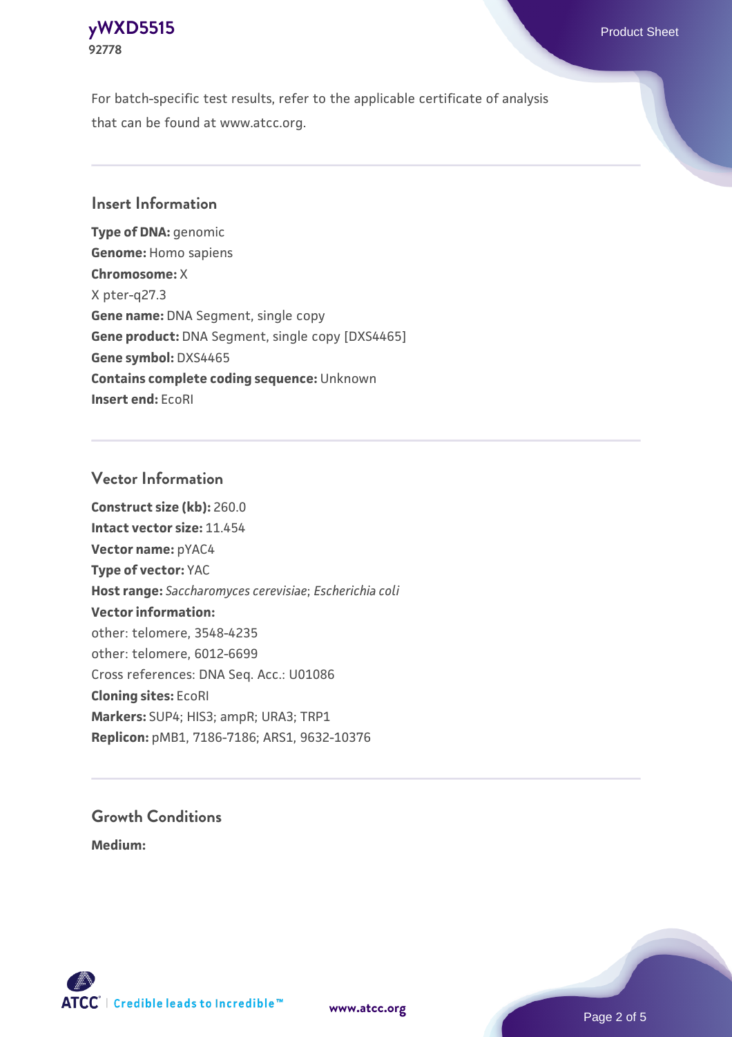For batch-specific test results, refer to the applicable certificate of analysis that can be found at www.atcc.org.

## Insert Information

**Type of DNA:** genomic
**Genome:** Homo sapiens
**Chromosome:** X
X pter-q27.3
**Gene name:** DNA Segment, single copy
**Gene product:** DNA Segment, single copy [DXS4465]
**Gene symbol:** DXS4465
**Contains complete coding sequence:** Unknown
**Insert end:** EcoRI

## Vector Information

**Construct size (kb):** 260.0
**Intact vector size:** 11.454
**Vector name:** pYAC4
**Type of vector:** YAC
**Host range:** *Saccharomyces cerevisiae*; *Escherichia coli*
**Vector information:**
other: telomere, 3548-4235
other: telomere, 6012-6699
Cross references: DNA Seq. Acc.: U01086
**Cloning sites:** EcoRI
**Markers:** SUP4; HIS3; ampR; URA3; TRP1
**Replicon:** pMB1, 7186-7186; ARS1, 9632-10376

## Growth Conditions

**Medium:**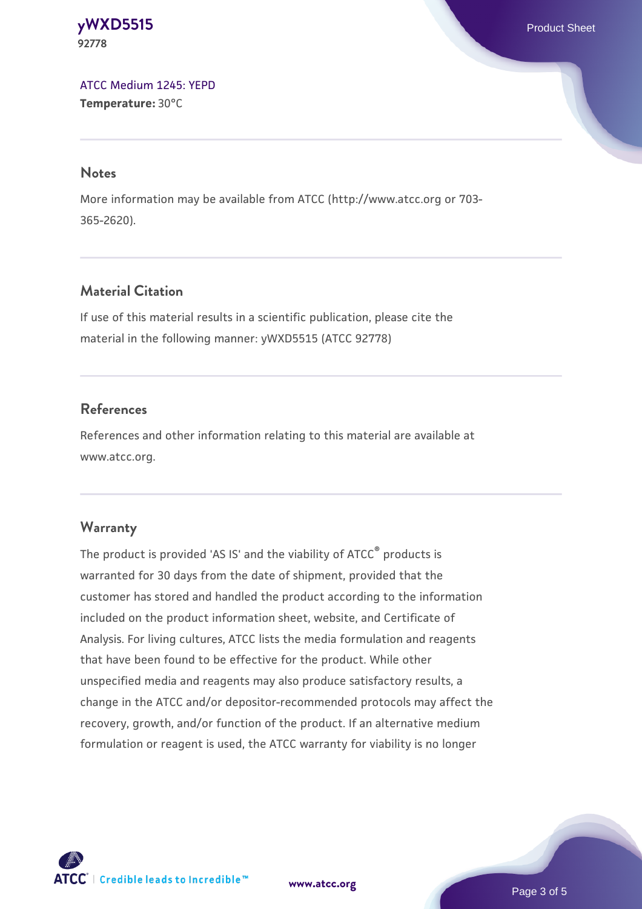ATCC Medium 1245: YEPD
**Temperature:** 30°C

## Notes

More information may be available from ATCC (http://www.atcc.org or 703-365-2620).

## Material Citation

If use of this material results in a scientific publication, please cite the material in the following manner: yWXD5515 (ATCC 92778)

## References

References and other information relating to this material are available at www.atcc.org.

## Warranty

The product is provided 'AS IS' and the viability of ATCC® products is warranted for 30 days from the date of shipment, provided that the customer has stored and handled the product according to the information included on the product information sheet, website, and Certificate of Analysis. For living cultures, ATCC lists the media formulation and reagents that have been found to be effective for the product. While other unspecified media and reagents may also produce satisfactory results, a change in the ATCC and/or depositor-recommended protocols may affect the recovery, growth, and/or function of the product. If an alternative medium formulation or reagent is used, the ATCC warranty for viability is no longer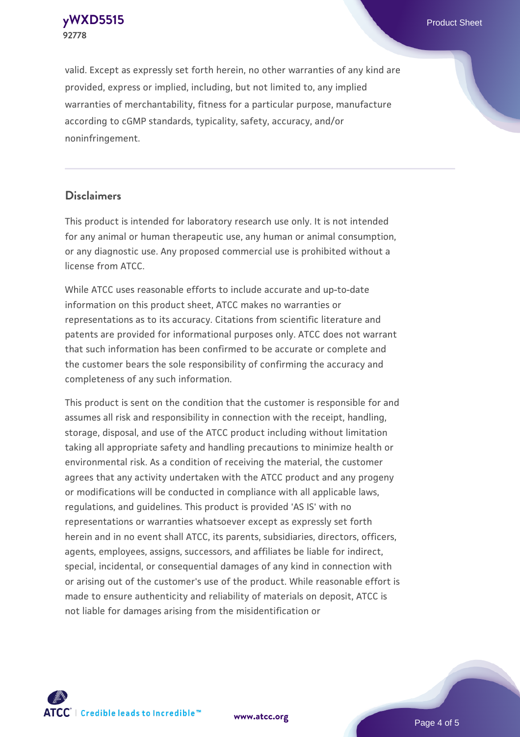valid. Except as expressly set forth herein, no other warranties of any kind are provided, express or implied, including, but not limited to, any implied warranties of merchantability, fitness for a particular purpose, manufacture according to cGMP standards, typicality, safety, accuracy, and/or noninfringement.

## Disclaimers

This product is intended for laboratory research use only. It is not intended for any animal or human therapeutic use, any human or animal consumption, or any diagnostic use. Any proposed commercial use is prohibited without a license from ATCC.

While ATCC uses reasonable efforts to include accurate and up-to-date information on this product sheet, ATCC makes no warranties or representations as to its accuracy. Citations from scientific literature and patents are provided for informational purposes only. ATCC does not warrant that such information has been confirmed to be accurate or complete and the customer bears the sole responsibility of confirming the accuracy and completeness of any such information.

This product is sent on the condition that the customer is responsible for and assumes all risk and responsibility in connection with the receipt, handling, storage, disposal, and use of the ATCC product including without limitation taking all appropriate safety and handling precautions to minimize health or environmental risk. As a condition of receiving the material, the customer agrees that any activity undertaken with the ATCC product and any progeny or modifications will be conducted in compliance with all applicable laws, regulations, and guidelines. This product is provided 'AS IS' with no representations or warranties whatsoever except as expressly set forth herein and in no event shall ATCC, its parents, subsidiaries, directors, officers, agents, employees, assigns, successors, and affiliates be liable for indirect, special, incidental, or consequential damages of any kind in connection with or arising out of the customer's use of the product. While reasonable effort is made to ensure authenticity and reliability of materials on deposit, ATCC is not liable for damages arising from the misidentification or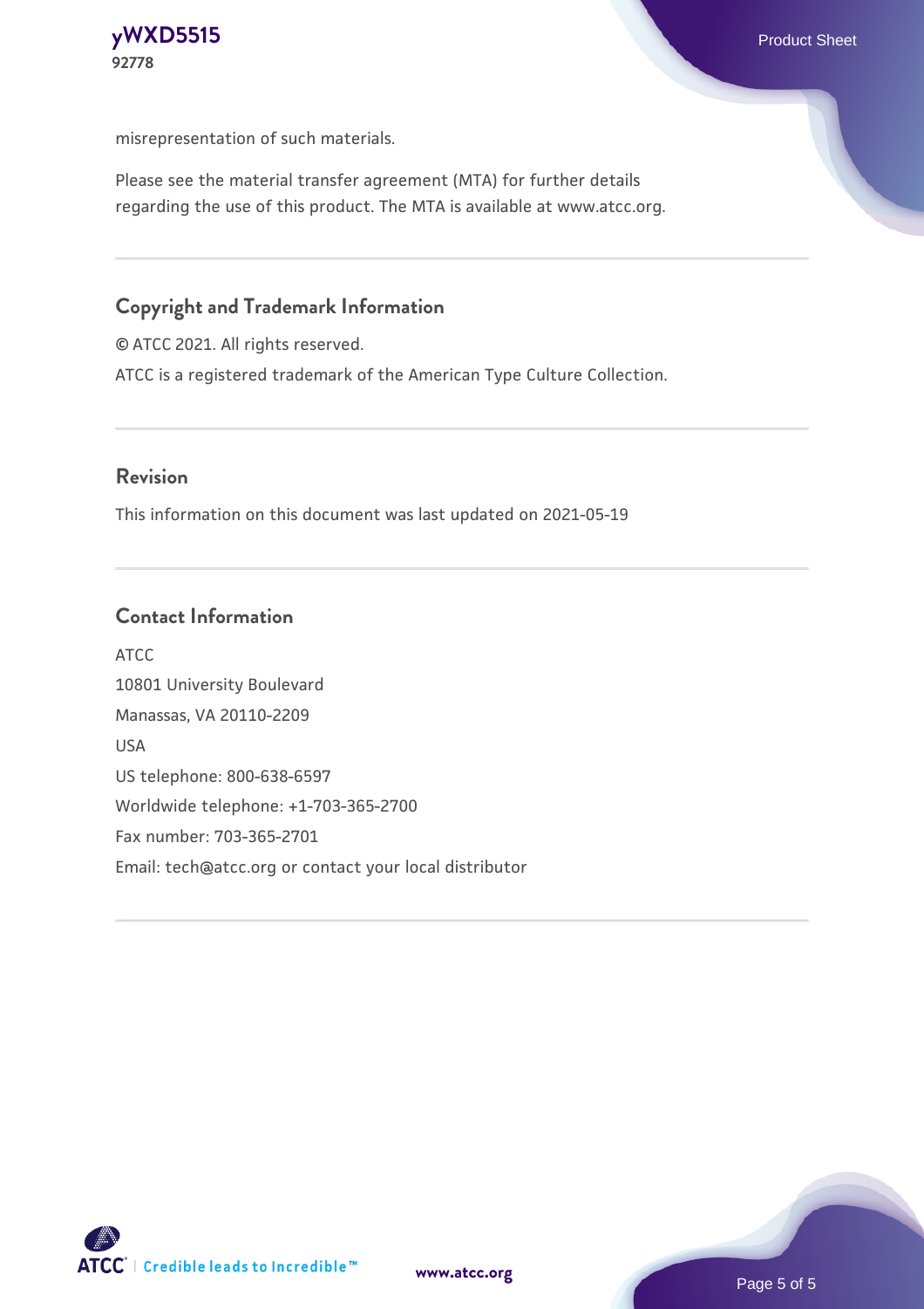misrepresentation of such materials.

Please see the material transfer agreement (MTA) for further details regarding the use of this product. The MTA is available at www.atcc.org.

## Copyright and Trademark Information

© ATCC 2021. All rights reserved.

ATCC is a registered trademark of the American Type Culture Collection.

## Revision

This information on this document was last updated on 2021-05-19

## Contact Information

ATCC
10801 University Boulevard
Manassas, VA 20110-2209
USA
US telephone: 800-638-6597
Worldwide telephone: +1-703-365-2700
Fax number: 703-365-2701
Email: tech@atcc.org or contact your local distributor